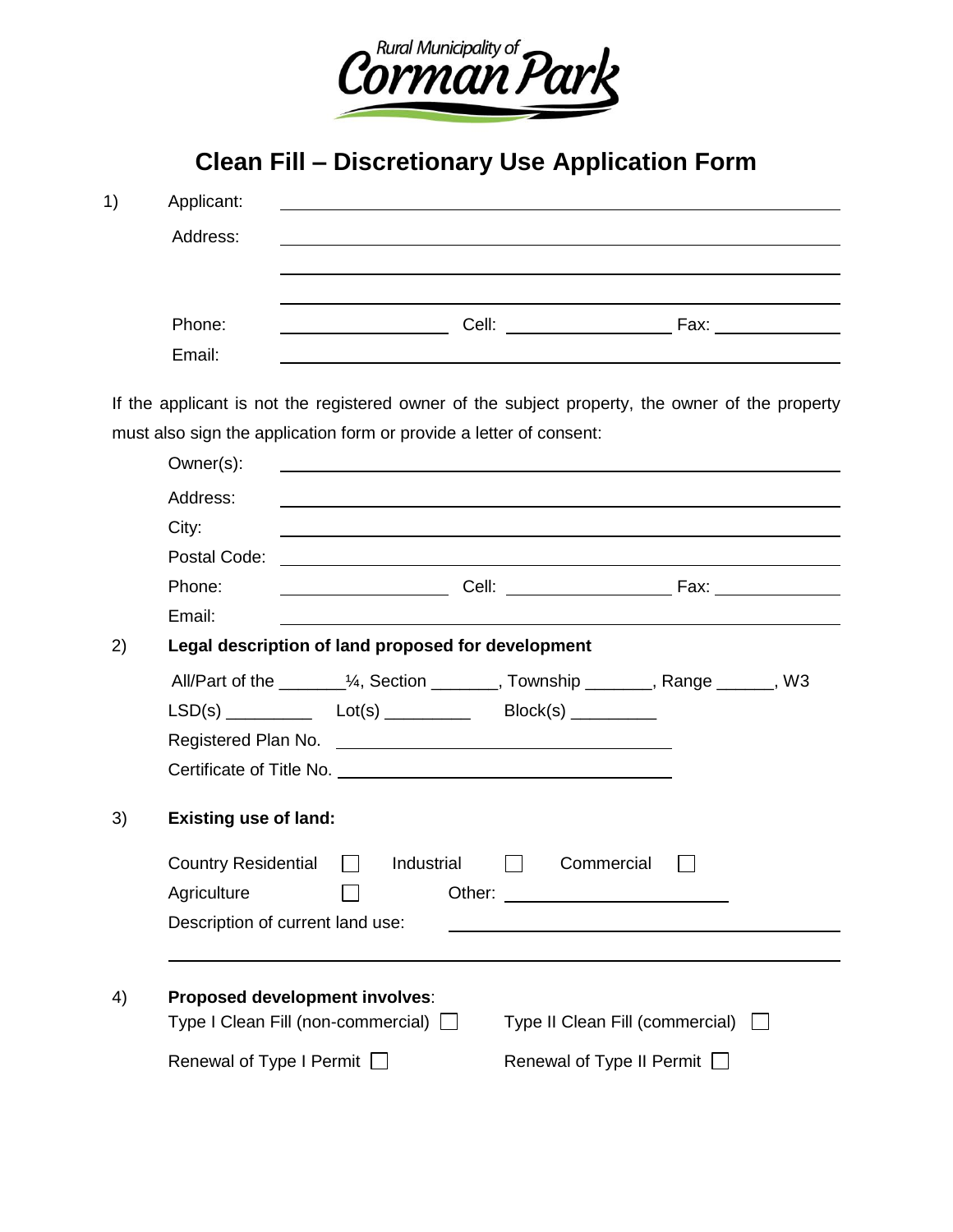Rural Municipality of Corman Park

# Clean Fill – Discretionary Use Application Form

1) Applicant: ____________________________________________

Address: ____________________________________________

____________________________________________

____________________________________________

Phone: ________________ Cell: ________________ Fax: ____________

Email: ____________________________________________

If the applicant is not the registered owner of the subject property, the owner of the property must also sign the application form or provide a letter of consent:

Owner(s): ____________________________________________

Address: ____________________________________________

City: ____________________________________________

Postal Code: ____________________________________________

Phone: ________________ Cell: ________________ Fax: ____________

Email: ____________________________________________

2) **Legal description of land proposed for development**

All/Part of the _______¼, Section _______, Township _______, Range ______, W3

LSD(s) _________ Lot(s) _________ Block(s) _________

Registered Plan No. ______________________________

Certificate of Title No. ______________________________

3) **Existing use of land:**

Country Residential ☐ Industrial ☐ Commercial ☐

Agriculture ☐ Other: ____________________

Description of current land use: ______________________________

____________________________________________

4) **Proposed development involves**:

Type I Clean Fill (non-commercial) ☐ Type II Clean Fill (commercial) ☐

Renewal of Type I Permit ☐ Renewal of Type II Permit ☐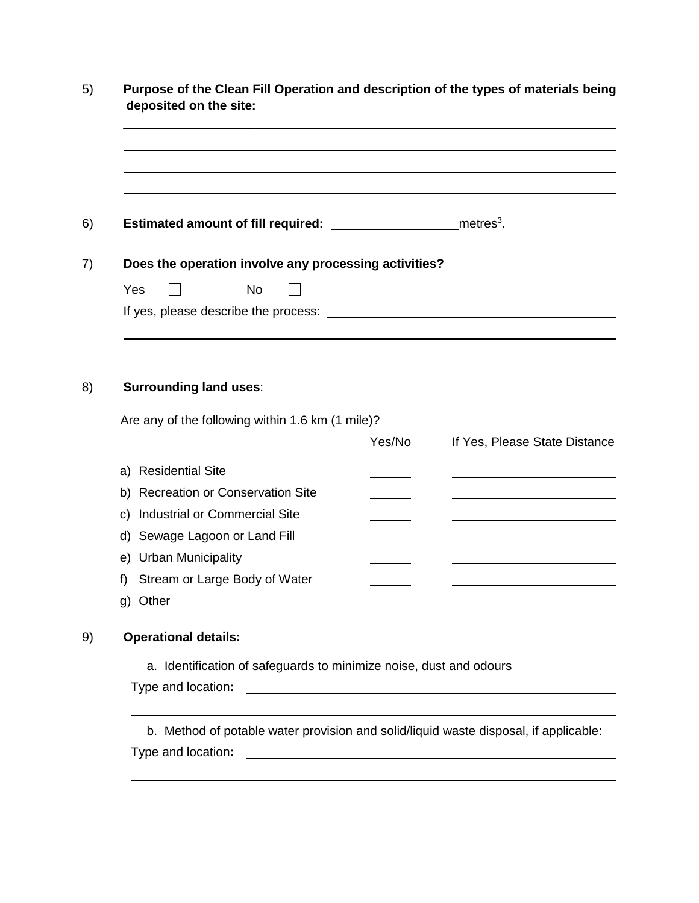5) **Purpose of the Clean Fill Operation and description of the types of materials being deposited on the site:**

\_\_\_\_\_\_\_\_\_\_\_\_\_\_\_\_\_\_\_\_\_\_\_\_\_\_\_\_\_\_\_\_\_\_\_\_\_\_\_\_\_\_\_\_\_\_\_\_\_\_\_\_\_\_\_\_\_\_\_\_\_\_\_\_\_\_\_\_\_\_\_\_

\_\_\_\_\_\_\_\_\_\_\_\_\_\_\_\_\_\_\_\_\_\_\_\_\_\_\_\_\_\_\_\_\_\_\_\_\_\_\_\_\_\_\_\_\_\_\_\_\_\_\_\_\_\_\_\_\_\_\_\_\_\_\_\_\_\_\_\_\_\_\_\_

\_\_\_\_\_\_\_\_\_\_\_\_\_\_\_\_\_\_\_\_\_\_\_\_\_\_\_\_\_\_\_\_\_\_\_\_\_\_\_\_\_\_\_\_\_\_\_\_\_\_\_\_\_\_\_\_\_\_\_\_\_\_\_\_\_\_\_\_\_\_\_\_

\_\_\_\_\_\_\_\_\_\_\_\_\_\_\_\_\_\_\_\_\_\_\_\_\_\_\_\_\_\_\_\_\_\_\_\_\_\_\_\_\_\_\_\_\_\_\_\_\_\_\_\_\_\_\_\_\_\_\_\_\_\_\_\_\_\_\_\_\_\_\_\_

6) **Estimated amount of fill required:** \_\_\_\_\_\_\_\_\_\_\_\_\_\_\_\_\_\_ $metres^3$.

7) **Does the operation involve any processing activities?**

Yes ☐ No ☐

If yes, please describe the process: \_\_\_\_\_\_\_\_\_\_\_\_\_\_\_\_\_\_\_\_\_\_\_\_\_\_\_\_\_\_\_\_\_\_\_\_\_\_\_\_

\_\_\_\_\_\_\_\_\_\_\_\_\_\_\_\_\_\_\_\_\_\_\_\_\_\_\_\_\_\_\_\_\_\_\_\_\_\_\_\_\_\_\_\_\_\_\_\_\_\_\_\_\_\_\_\_\_\_\_\_\_\_\_\_\_\_\_\_\_\_\_\_

\_\_\_\_\_\_\_\_\_\_\_\_\_\_\_\_\_\_\_\_\_\_\_\_\_\_\_\_\_\_\_\_\_\_\_\_\_\_\_\_\_\_\_\_\_\_\_\_\_\_\_\_\_\_\_\_\_\_\_\_\_\_\_\_\_\_\_\_\_\_\_\_

8) **Surrounding land uses**:

Are any of the following within 1.6 km (1 mile)?

| | Yes/No | If Yes, Please State Distance |
|---|---|---|
| a) Residential Site | | |
| b) Recreation or Conservation Site | | |
| c) Industrial or Commercial Site | | |
| d) Sewage Lagoon or Land Fill | | |
| e) Urban Municipality | | |
| f) Stream or Large Body of Water | | |
| g) Other | | |

9) **Operational details:**

a. Identification of safeguards to minimize noise, dust and odours

Type and location**:** \_\_\_\_\_\_\_\_\_\_\_\_\_\_\_\_\_\_\_\_\_\_\_\_\_\_\_\_\_\_\_\_\_\_\_\_\_\_\_\_\_\_\_\_\_\_\_\_\_\_\_\_\_\_

\_\_\_\_\_\_\_\_\_\_\_\_\_\_\_\_\_\_\_\_\_\_\_\_\_\_\_\_\_\_\_\_\_\_\_\_\_\_\_\_\_\_\_\_\_\_\_\_\_\_\_\_\_\_\_\_\_\_\_\_\_\_\_\_\_\_\_\_\_\_\_\_

b. Method of potable water provision and solid/liquid waste disposal, if applicable:

Type and location**:** \_\_\_\_\_\_\_\_\_\_\_\_\_\_\_\_\_\_\_\_\_\_\_\_\_\_\_\_\_\_\_\_\_\_\_\_\_\_\_\_\_\_\_\_\_\_\_\_\_\_\_\_\_\_

\_\_\_\_\_\_\_\_\_\_\_\_\_\_\_\_\_\_\_\_\_\_\_\_\_\_\_\_\_\_\_\_\_\_\_\_\_\_\_\_\_\_\_\_\_\_\_\_\_\_\_\_\_\_\_\_\_\_\_\_\_\_\_\_\_\_\_\_\_\_\_\_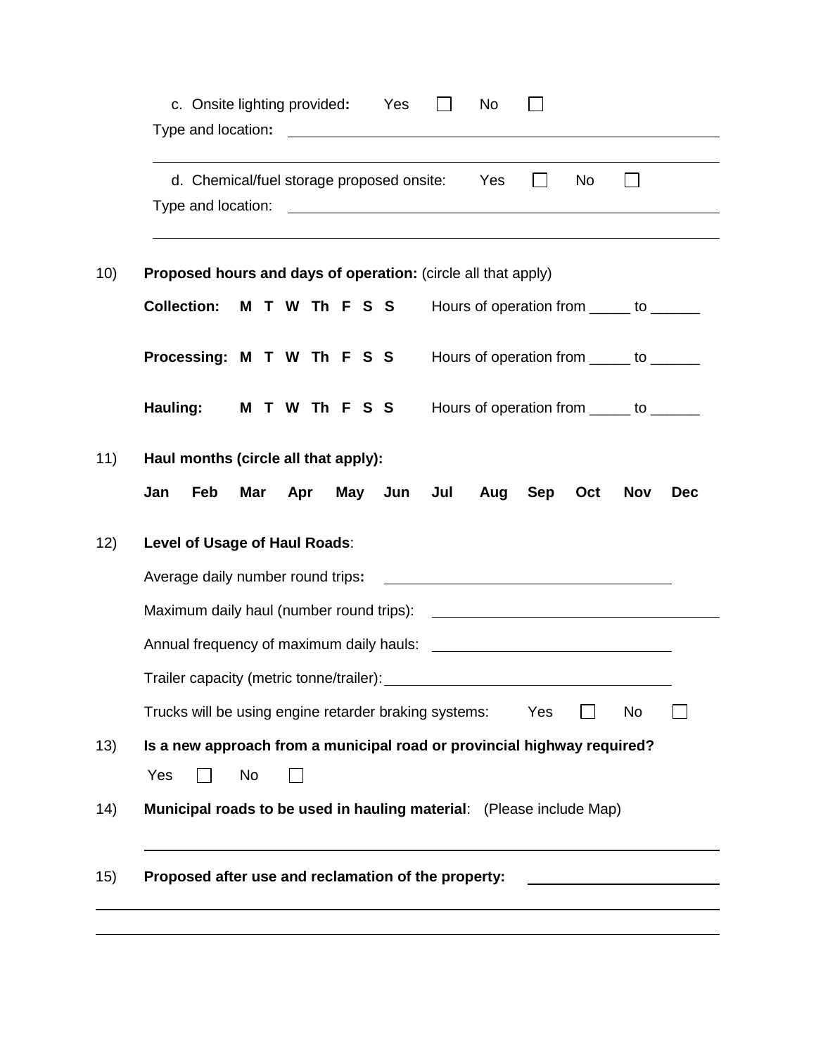c. Onsite lighting provided**:** Yes ☐ No ☐

Type and location**:** ______________________________________________

______________________________________________

d. Chemical/fuel storage proposed onsite: Yes ☐ No ☐

Type and location: ______________________________________________

______________________________________________

10) **Proposed hours and days of operation:** (circle all that apply)

**Collection: M T W Th F S S** Hours of operation from _____ to ______

**Processing: M T W Th F S S** Hours of operation from _____ to ______

**Hauling: M T W Th F S S** Hours of operation from _____ to ______

11) **Haul months (circle all that apply):**

**Jan Feb Mar Apr May Jun Jul Aug Sep Oct Nov Dec**

12) **Level of Usage of Haul Roads**:

Average daily number round trips**:** ______________________________

Maximum daily haul (number round trips): ______________________________

Annual frequency of maximum daily hauls: ______________________________

Trailer capacity (metric tonne/trailer): ______________________________

Trucks will be using engine retarder braking systems: Yes ☐ No ☐

13) **Is a new approach from a municipal road or provincial highway required?**

Yes ☐ No ☐

14) **Municipal roads to be used in hauling material**: (Please include Map)

______________________________________________

15) **Proposed after use and reclamation of the property:** ____________________

______________________________________________

______________________________________________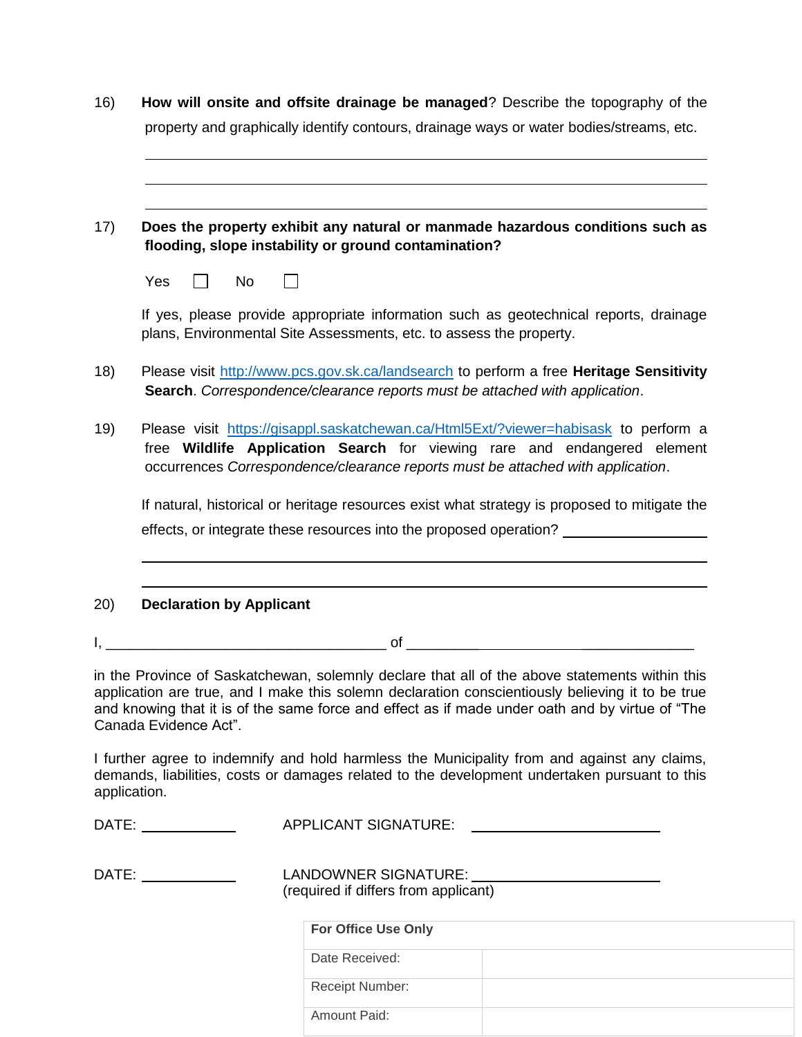16) **How will onsite and offsite drainage be managed**? Describe the topography of the property and graphically identify contours, drainage ways or water bodies/streams, etc.

______________________________________________________________________________

______________________________________________________________________________

______________________________________________________________________________

17) **Does the property exhibit any natural or manmade hazardous conditions such as flooding, slope instability or ground contamination?**

Yes ☐ No ☐

If yes, please provide appropriate information such as geotechnical reports, drainage plans, Environmental Site Assessments, etc. to assess the property.

18) Please visit http://www.pcs.gov.sk.ca/landsearch to perform a free **Heritage Sensitivity Search**. *Correspondence/clearance reports must be attached with application*.

19) Please visit https://gisappl.saskatchewan.ca/Html5Ext/?viewer=habisask to perform a free **Wildlife Application Search** for viewing rare and endangered element occurrences *Correspondence/clearance reports must be attached with application*.

If natural, historical or heritage resources exist what strategy is proposed to mitigate the effects, or integrate these resources into the proposed operation? ____________________

______________________________________________________________________________

______________________________________________________________________________

20) **Declaration by Applicant**

I, __________________________________ of __________________________________

in the Province of Saskatchewan, solemnly declare that all of the above statements within this application are true, and I make this solemn declaration conscientiously believing it to be true and knowing that it is of the same force and effect as if made under oath and by virtue of "The Canada Evidence Act".

I further agree to indemnify and hold harmless the Municipality from and against any claims, demands, liabilities, costs or damages related to the development undertaken pursuant to this application.

DATE: ____________ APPLICANT SIGNATURE: ________________________

DATE: ____________ LANDOWNER SIGNATURE: ________________________
(required if differs from applicant)

| **For Office Use Only** | |
|---|---|
| Date Received: | |
| Receipt Number: | |
| Amount Paid: | |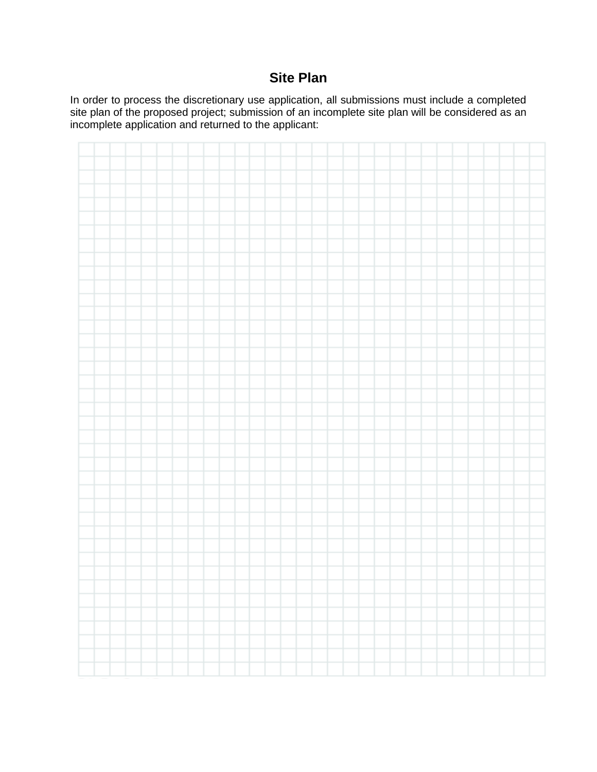# Site Plan

In order to process the discretionary use application, all submissions must include a completed site plan of the proposed project; submission of an incomplete site plan will be considered as an incomplete application and returned to the applicant: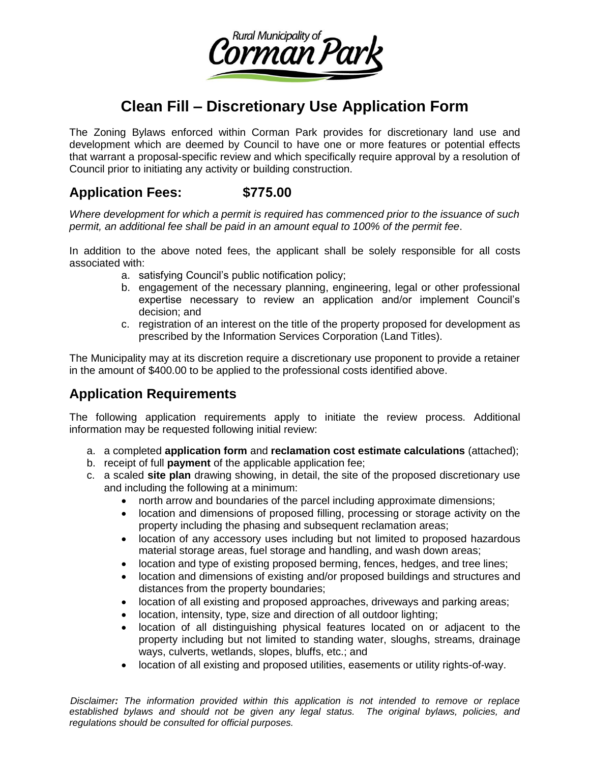# Clean Fill – Discretionary Use Application Form

The Zoning Bylaws enforced within Corman Park provides for discretionary land use and development which are deemed by Council to have one or more features or potential effects that warrant a proposal-specific review and which specifically require approval by a resolution of Council prior to initiating any activity or building construction.

## Application Fees: $775.00

*Where development for which a permit is required has commenced prior to the issuance of such permit, an additional fee shall be paid in an amount equal to 100% of the permit fee*.

In addition to the above noted fees, the applicant shall be solely responsible for all costs associated with:

a. satisfying Council's public notification policy;
b. engagement of the necessary planning, engineering, legal or other professional expertise necessary to review an application and/or implement Council's decision; and
c. registration of an interest on the title of the property proposed for development as prescribed by the Information Services Corporation (Land Titles).

The Municipality may at its discretion require a discretionary use proponent to provide a retainer in the amount of $400.00 to be applied to the professional costs identified above.

## Application Requirements

The following application requirements apply to initiate the review process. Additional information may be requested following initial review:

a. a completed **application form** and **reclamation cost estimate calculations** (attached);
b. receipt of full **payment** of the applicable application fee;
c. a scaled **site plan** drawing showing, in detail, the site of the proposed discretionary use and including the following at a minimum:
   - north arrow and boundaries of the parcel including approximate dimensions;
   - location and dimensions of proposed filling, processing or storage activity on the property including the phasing and subsequent reclamation areas;
   - location of any accessory uses including but not limited to proposed hazardous material storage areas, fuel storage and handling, and wash down areas;
   - location and type of existing proposed berming, fences, hedges, and tree lines;
   - location and dimensions of existing and/or proposed buildings and structures and distances from the property boundaries;
   - location of all existing and proposed approaches, driveways and parking areas;
   - location, intensity, type, size and direction of all outdoor lighting;
   - location of all distinguishing physical features located on or adjacent to the property including but not limited to standing water, sloughs, streams, drainage ways, culverts, wetlands, slopes, bluffs, etc.; and
   - location of all existing and proposed utilities, easements or utility rights-of-way.

*Disclaimer: The information provided within this application is not intended to remove or replace established bylaws and should not be given any legal status. The original bylaws, policies, and regulations should be consulted for official purposes.*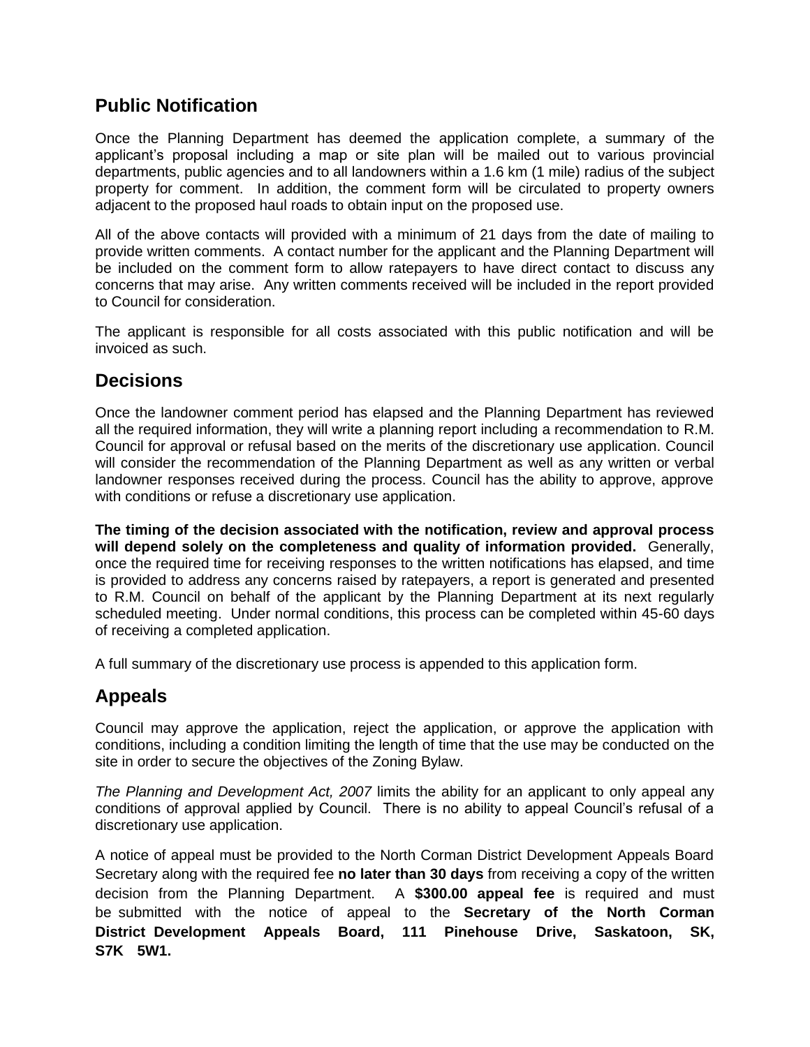## Public Notification

Once the Planning Department has deemed the application complete, a summary of the applicant's proposal including a map or site plan will be mailed out to various provincial departments, public agencies and to all landowners within a 1.6 km (1 mile) radius of the subject property for comment. In addition, the comment form will be circulated to property owners adjacent to the proposed haul roads to obtain input on the proposed use.

All of the above contacts will provided with a minimum of 21 days from the date of mailing to provide written comments. A contact number for the applicant and the Planning Department will be included on the comment form to allow ratepayers to have direct contact to discuss any concerns that may arise. Any written comments received will be included in the report provided to Council for consideration.

The applicant is responsible for all costs associated with this public notification and will be invoiced as such.

## Decisions

Once the landowner comment period has elapsed and the Planning Department has reviewed all the required information, they will write a planning report including a recommendation to R.M. Council for approval or refusal based on the merits of the discretionary use application. Council will consider the recommendation of the Planning Department as well as any written or verbal landowner responses received during the process. Council has the ability to approve, approve with conditions or refuse a discretionary use application.

**The timing of the decision associated with the notification, review and approval process will depend solely on the completeness and quality of information provided.** Generally, once the required time for receiving responses to the written notifications has elapsed, and time is provided to address any concerns raised by ratepayers, a report is generated and presented to R.M. Council on behalf of the applicant by the Planning Department at its next regularly scheduled meeting. Under normal conditions, this process can be completed within 45-60 days of receiving a completed application.

A full summary of the discretionary use process is appended to this application form.

## Appeals

Council may approve the application, reject the application, or approve the application with conditions, including a condition limiting the length of time that the use may be conducted on the site in order to secure the objectives of the Zoning Bylaw.

*The Planning and Development Act, 2007* limits the ability for an applicant to only appeal any conditions of approval applied by Council. There is no ability to appeal Council's refusal of a discretionary use application.

A notice of appeal must be provided to the North Corman District Development Appeals Board Secretary along with the required fee **no later than 30 days** from receiving a copy of the written decision from the Planning Department. A **$300.00 appeal fee** is required and must be submitted with the notice of appeal to the **Secretary of the North Corman District Development Appeals Board, 111 Pinehouse Drive, Saskatoon, SK, S7K 5W1.**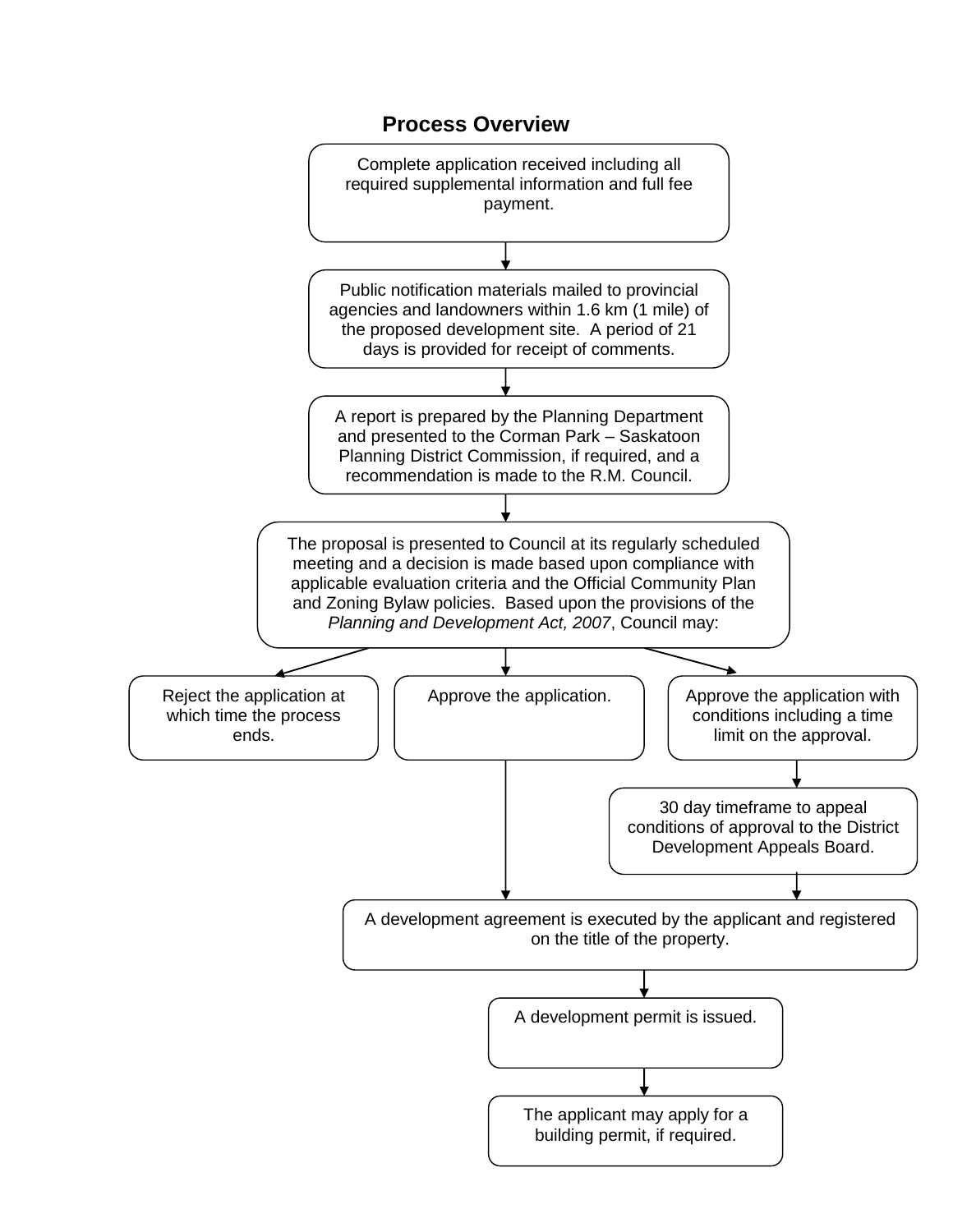# Process Overview

Complete application received including all required supplemental information and full fee payment.

Public notification materials mailed to provincial agencies and landowners within 1.6 km (1 mile) of the proposed development site. A period of 21 days is provided for receipt of comments.

A report is prepared by the Planning Department and presented to the Corman Park – Saskatoon Planning District Commission, if required, and a recommendation is made to the R.M. Council.

The proposal is presented to Council at its regularly scheduled meeting and a decision is made based upon compliance with applicable evaluation criteria and the Official Community Plan and Zoning Bylaw policies. Based upon the provisions of the *Planning and Development Act, 2007*, Council may:

Reject the application at which time the process ends.

Approve the application.

Approve the application with conditions including a time limit on the approval.

30 day timeframe to appeal conditions of approval to the District Development Appeals Board.

A development agreement is executed by the applicant and registered on the title of the property.

A development permit is issued.

The applicant may apply for a building permit, if required.